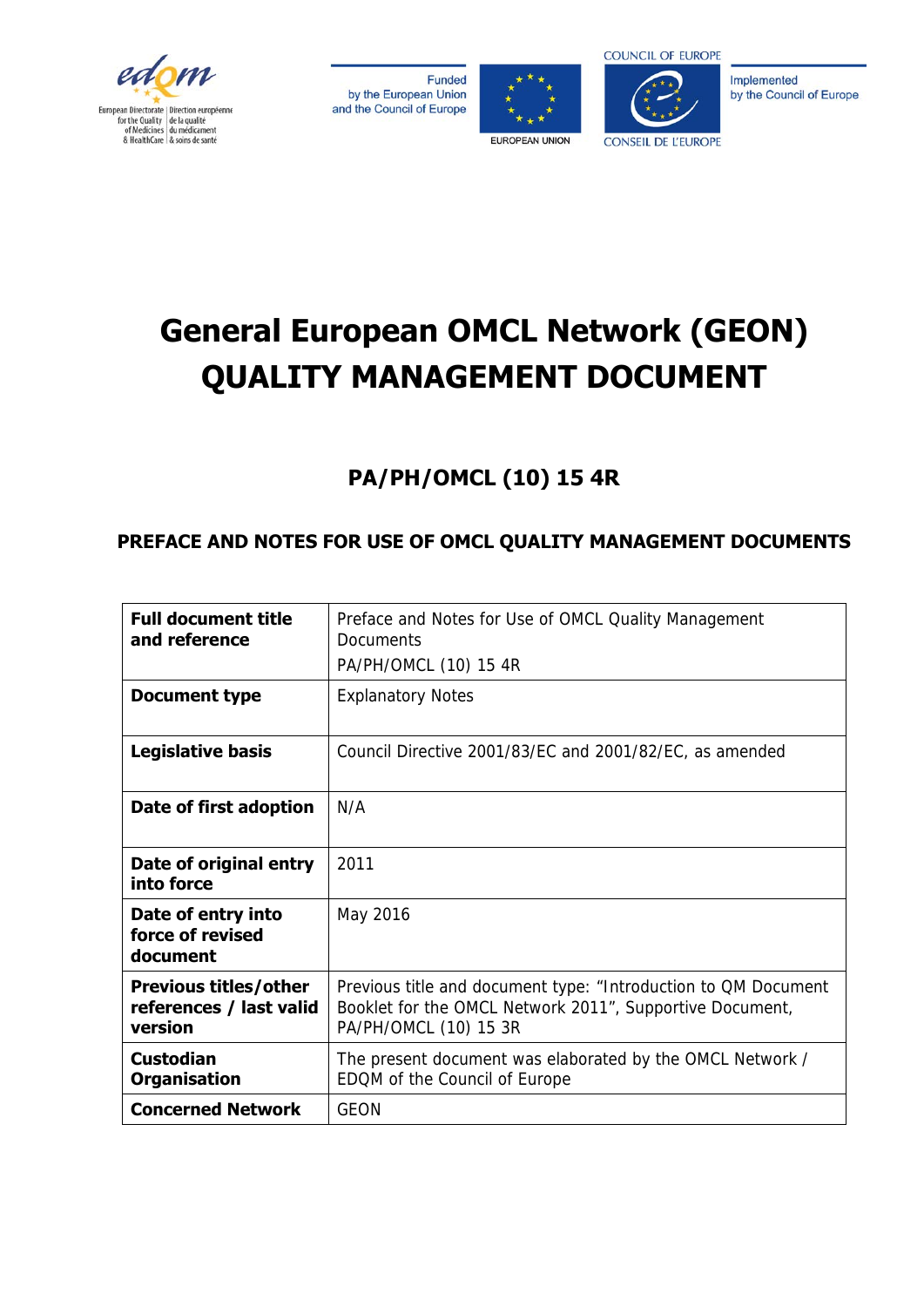# General European OMCL Network (GEON) QUALITY MANAGEMENT DOCUMENT

## PA/PH/OMCL (10) 15 4R

### PREFACE AND NOTES FOR USE OF OMCL QUALITY MANAGEMENT DOCUMENTS

| | |
|---|---|
| **Full document title and reference** | Preface and Notes for Use of OMCL Quality Management Documents<br>PA/PH/OMCL (10) 15 4R |
| **Document type** | Explanatory Notes |
| **Legislative basis** | Council Directive 2001/83/EC and 2001/82/EC, as amended |
| **Date of first adoption** | N/A |
| **Date of original entry into force** | 2011 |
| **Date of entry into force of revised document** | May 2016 |
| **Previous titles/other references / last valid version** | Previous title and document type: "Introduction to QM Document Booklet for the OMCL Network 2011", Supportive Document, PA/PH/OMCL (10) 15 3R |
| **Custodian Organisation** | The present document was elaborated by the OMCL Network / EDQM of the Council of Europe |
| **Concerned Network** | GEON |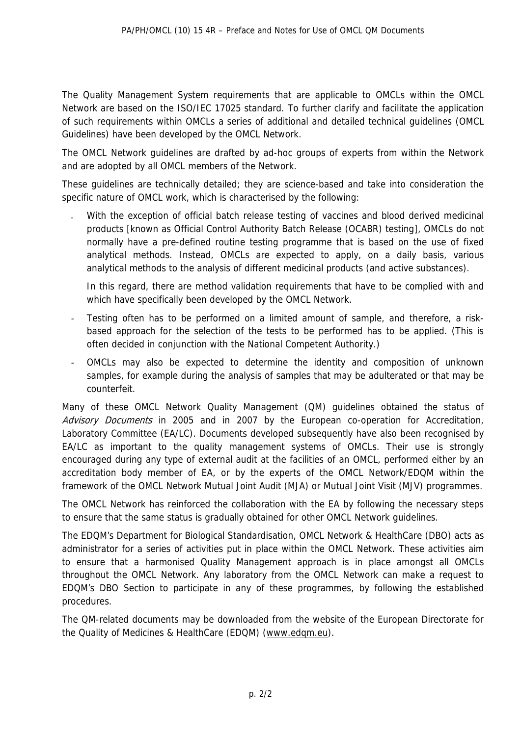The Quality Management System requirements that are applicable to OMCLs within the OMCL Network are based on the ISO/IEC 17025 standard. To further clarify and facilitate the application of such requirements within OMCLs a series of additional and detailed technical guidelines (OMCL Guidelines) have been developed by the OMCL Network.

The OMCL Network guidelines are drafted by ad-hoc groups of experts from within the Network and are adopted by all OMCL members of the Network.

These guidelines are technically detailed; they are science-based and take into consideration the specific nature of OMCL work, which is characterised by the following:

- With the exception of official batch release testing of vaccines and blood derived medicinal products [known as Official Control Authority Batch Release (OCABR) testing], OMCLs do not normally have a pre-defined routine testing programme that is based on the use of fixed analytical methods. Instead, OMCLs are expected to apply, on a daily basis, various analytical methods to the analysis of different medicinal products (and active substances).

  In this regard, there are method validation requirements that have to be complied with and which have specifically been developed by the OMCL Network.

- Testing often has to be performed on a limited amount of sample, and therefore, a risk-based approach for the selection of the tests to be performed has to be applied. (This is often decided in conjunction with the National Competent Authority.)

- OMCLs may also be expected to determine the identity and composition of unknown samples, for example during the analysis of samples that may be adulterated or that may be counterfeit.

Many of these OMCL Network Quality Management (QM) guidelines obtained the status of *Advisory Documents* in 2005 and in 2007 by the European co-operation for Accreditation, Laboratory Committee (EA/LC). Documents developed subsequently have also been recognised by EA/LC as important to the quality management systems of OMCLs. Their use is strongly encouraged during any type of external audit at the facilities of an OMCL, performed either by an accreditation body member of EA, or by the experts of the OMCL Network/EDQM within the framework of the OMCL Network Mutual Joint Audit (MJA) or Mutual Joint Visit (MJV) programmes.

The OMCL Network has reinforced the collaboration with the EA by following the necessary steps to ensure that the same status is gradually obtained for other OMCL Network guidelines.

The EDQM's Department for Biological Standardisation, OMCL Network & HealthCare (DBO) acts as administrator for a series of activities put in place within the OMCL Network. These activities aim to ensure that a harmonised Quality Management approach is in place amongst all OMCLs throughout the OMCL Network. Any laboratory from the OMCL Network can make a request to EDQM's DBO Section to participate in any of these programmes, by following the established procedures.

The QM-related documents may be downloaded from the website of the European Directorate for the Quality of Medicines & HealthCare (EDQM) (www.edqm.eu).